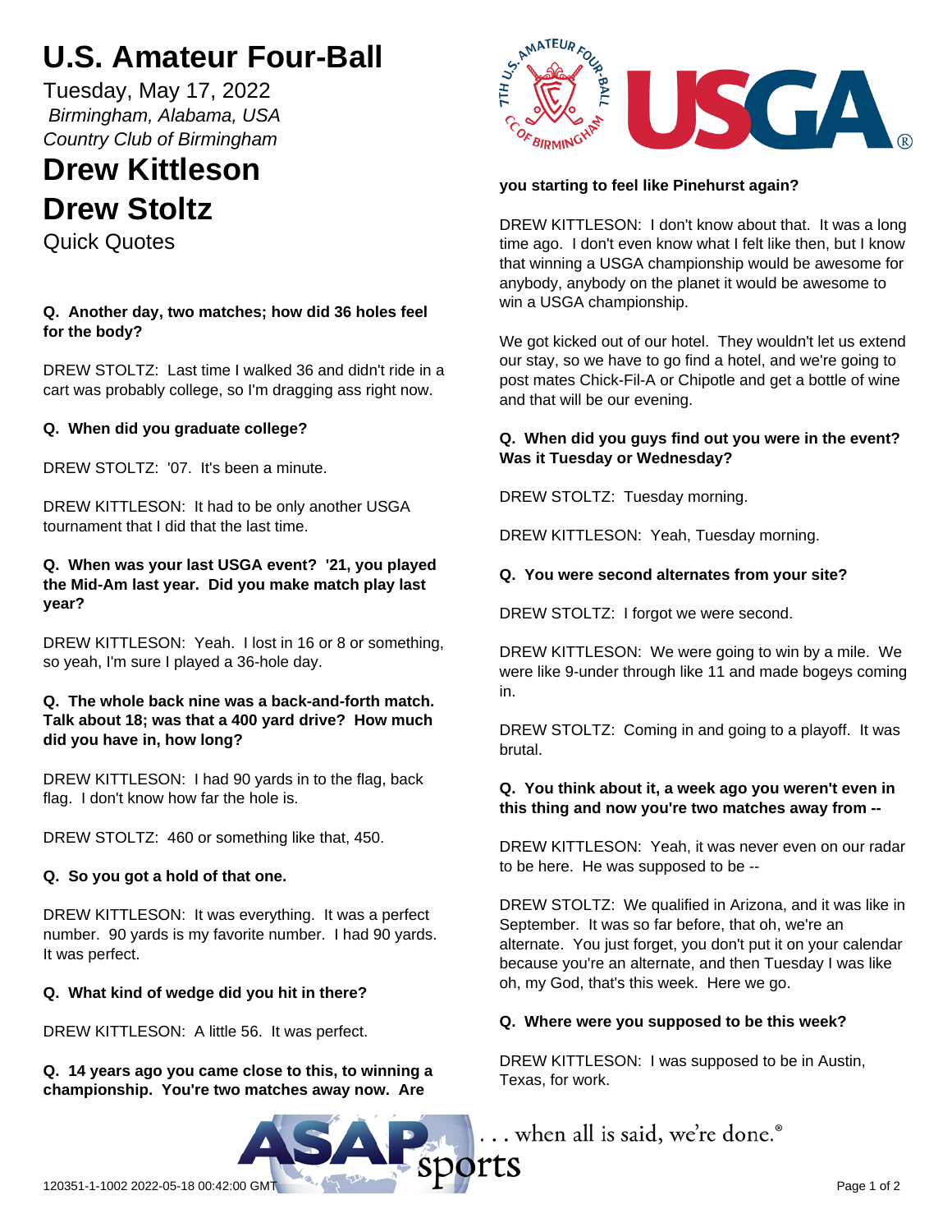# U.S. Amateur Four-Ball

Tuesday, May 17, 2022

*Birmingham, Alabama, USA*

*Country Club of Birmingham*

## Drew Kittleson

## Drew Stoltz

Quick Quotes

**Q. Another day, two matches; how did 36 holes feel for the body?**

DREW STOLTZ: Last time I walked 36 and didn't ride in a cart was probably college, so I'm dragging ass right now.

**Q. When did you graduate college?**

DREW STOLTZ: '07. It's been a minute.

DREW KITTLESON: It had to be only another USGA tournament that I did that the last time.

**Q. When was your last USGA event? '21, you played the Mid-Am last year. Did you make match play last year?**

DREW KITTLESON: Yeah. I lost in 16 or 8 or something, so yeah, I'm sure I played a 36-hole day.

**Q. The whole back nine was a back-and-forth match. Talk about 18; was that a 400 yard drive? How much did you have in, how long?**

DREW KITTLESON: I had 90 yards in to the flag, back flag. I don't know how far the hole is.

DREW STOLTZ: 460 or something like that, 450.

**Q. So you got a hold of that one.**

DREW KITTLESON: It was everything. It was a perfect number. 90 yards is my favorite number. I had 90 yards. It was perfect.

**Q. What kind of wedge did you hit in there?**

DREW KITTLESON: A little 56. It was perfect.

**Q. 14 years ago you came close to this, to winning a championship. You're two matches away now. Are you starting to feel like Pinehurst again?**

DREW KITTLESON: I don't know about that. It was a long time ago. I don't even know what I felt like then, but I know that winning a USGA championship would be awesome for anybody, anybody on the planet it would be awesome to win a USGA championship.

We got kicked out of our hotel. They wouldn't let us extend our stay, so we have to go find a hotel, and we're going to post mates Chick-Fil-A or Chipotle and get a bottle of wine and that will be our evening.

**Q. When did you guys find out you were in the event? Was it Tuesday or Wednesday?**

DREW STOLTZ: Tuesday morning.

DREW KITTLESON: Yeah, Tuesday morning.

**Q. You were second alternates from your site?**

DREW STOLTZ: I forgot we were second.

DREW KITTLESON: We were going to win by a mile. We were like 9-under through like 11 and made bogeys coming in.

DREW STOLTZ: Coming in and going to a playoff. It was brutal.

**Q. You think about it, a week ago you weren't even in this thing and now you're two matches away from --**

DREW KITTLESON: Yeah, it was never even on our radar to be here. He was supposed to be --

DREW STOLTZ: We qualified in Arizona, and it was like in September. It was so far before, that oh, we're an alternate. You just forget, you don't put it on your calendar because you're an alternate, and then Tuesday I was like oh, my God, that's this week. Here we go.

**Q. Where were you supposed to be this week?**

DREW KITTLESON: I was supposed to be in Austin, Texas, for work.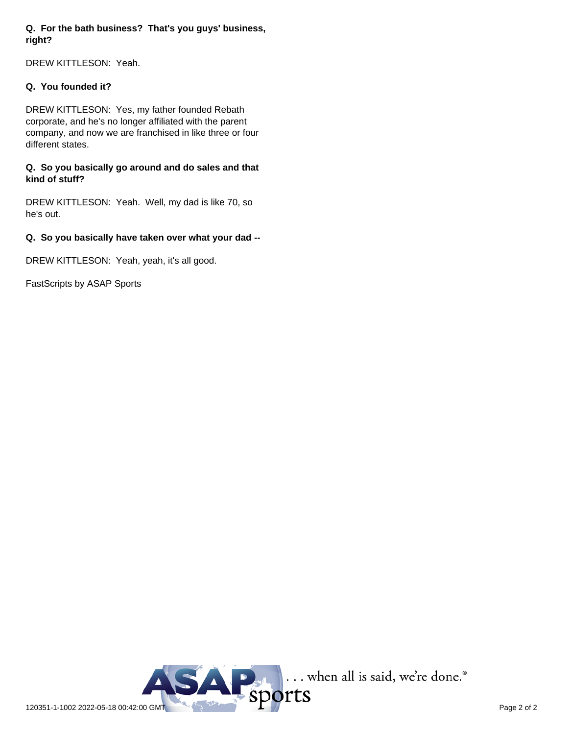**Q. For the bath business? That's you guys' business, right?**

DREW KITTLESON: Yeah.

**Q. You founded it?**

DREW KITTLESON: Yes, my father founded Rebath corporate, and he's no longer affiliated with the parent company, and now we are franchised in like three or four different states.

**Q. So you basically go around and do sales and that kind of stuff?**

DREW KITTLESON: Yeah. Well, my dad is like 70, so he's out.

**Q. So you basically have taken over what your dad --**

DREW KITTLESON: Yeah, yeah, it's all good.

FastScripts by ASAP Sports